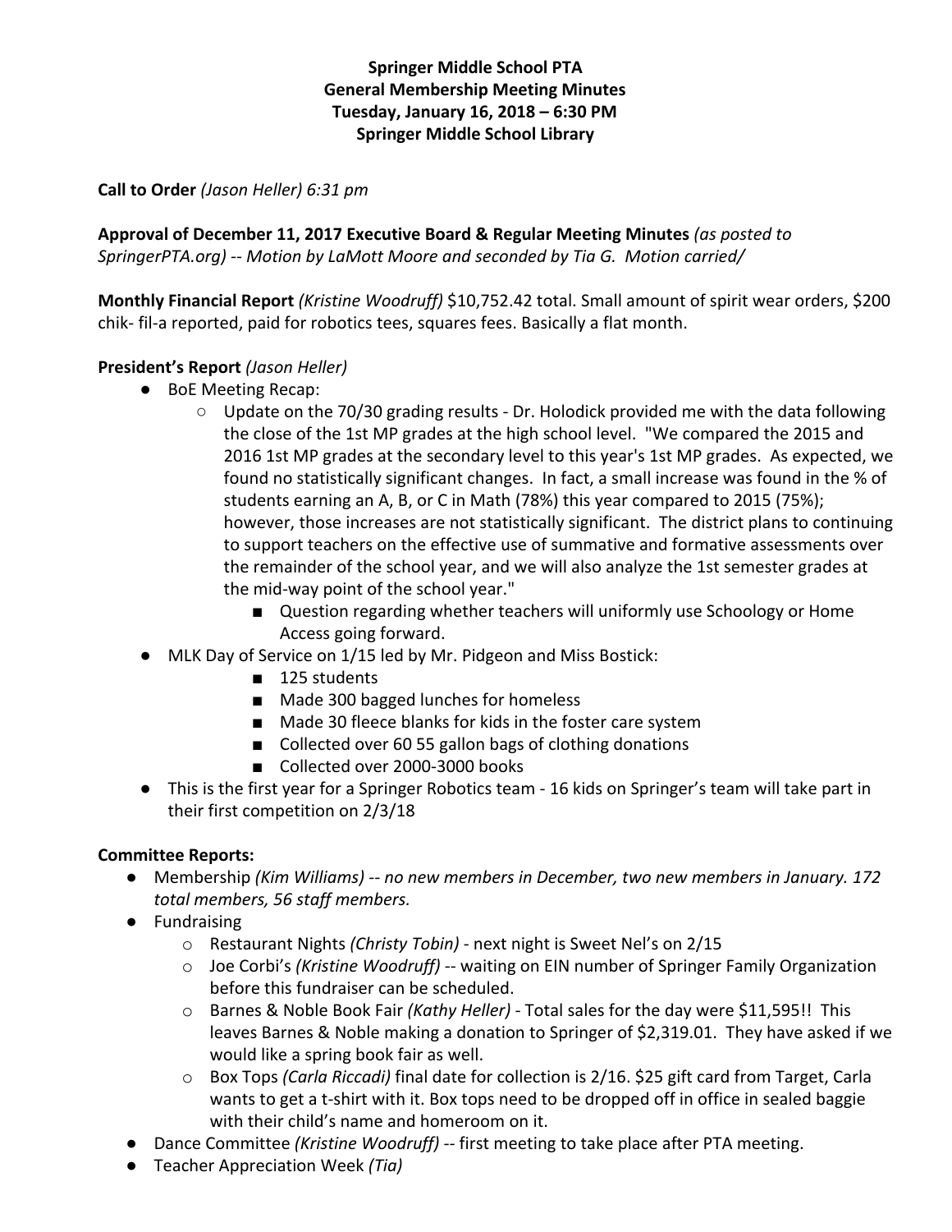**Springer Middle School PTA**
**General Membership Meeting Minutes**
**Tuesday, January 16, 2018 – 6:30 PM**
**Springer Middle School Library**

**Call to Order** *(Jason Heller) 6:31 pm*

**Approval of December 11, 2017 Executive Board & Regular Meeting Minutes** *(as posted to SpringerPTA.org) -- Motion by LaMott Moore and seconded by Tia G. Motion carried/*

**Monthly Financial Report** *(Kristine Woodruff)* $10,752.42 total. Small amount of spirit wear orders, $200 chik- fil-a reported, paid for robotics tees, squares fees. Basically a flat month.

**President's Report** *(Jason Heller)*

- BoE Meeting Recap:
  - Update on the 70/30 grading results - Dr. Holodick provided me with the data following the close of the 1st MP grades at the high school level. "We compared the 2015 and 2016 1st MP grades at the secondary level to this year's 1st MP grades. As expected, we found no statistically significant changes. In fact, a small increase was found in the % of students earning an A, B, or C in Math (78%) this year compared to 2015 (75%); however, those increases are not statistically significant. The district plans to continuing to support teachers on the effective use of summative and formative assessments over the remainder of the school year, and we will also analyze the 1st semester grades at the mid-way point of the school year."
    - Question regarding whether teachers will uniformly use Schoology or Home Access going forward.
- MLK Day of Service on 1/15 led by Mr. Pidgeon and Miss Bostick:
  - 125 students
  - Made 300 bagged lunches for homeless
  - Made 30 fleece blanks for kids in the foster care system
  - Collected over 60 55 gallon bags of clothing donations
  - Collected over 2000-3000 books
- This is the first year for a Springer Robotics team - 16 kids on Springer's team will take part in their first competition on 2/3/18

**Committee Reports:**

- Membership *(Kim Williams) -- no new members in December, two new members in January. 172 total members, 56 staff members.*
- Fundraising
  - Restaurant Nights *(Christy Tobin)* - next night is Sweet Nel's on 2/15
  - Joe Corbi's *(Kristine Woodruff)* -- waiting on EIN number of Springer Family Organization before this fundraiser can be scheduled.
  - Barnes & Noble Book Fair *(Kathy Heller)* - Total sales for the day were $11,595!! This leaves Barnes & Noble making a donation to Springer of $2,319.01. They have asked if we would like a spring book fair as well.
  - Box Tops *(Carla Riccadi)* final date for collection is 2/16. $25 gift card from Target, Carla wants to get a t-shirt with it. Box tops need to be dropped off in office in sealed baggie with their child's name and homeroom on it.
- Dance Committee *(Kristine Woodruff)* -- first meeting to take place after PTA meeting.
- Teacher Appreciation Week *(Tia)*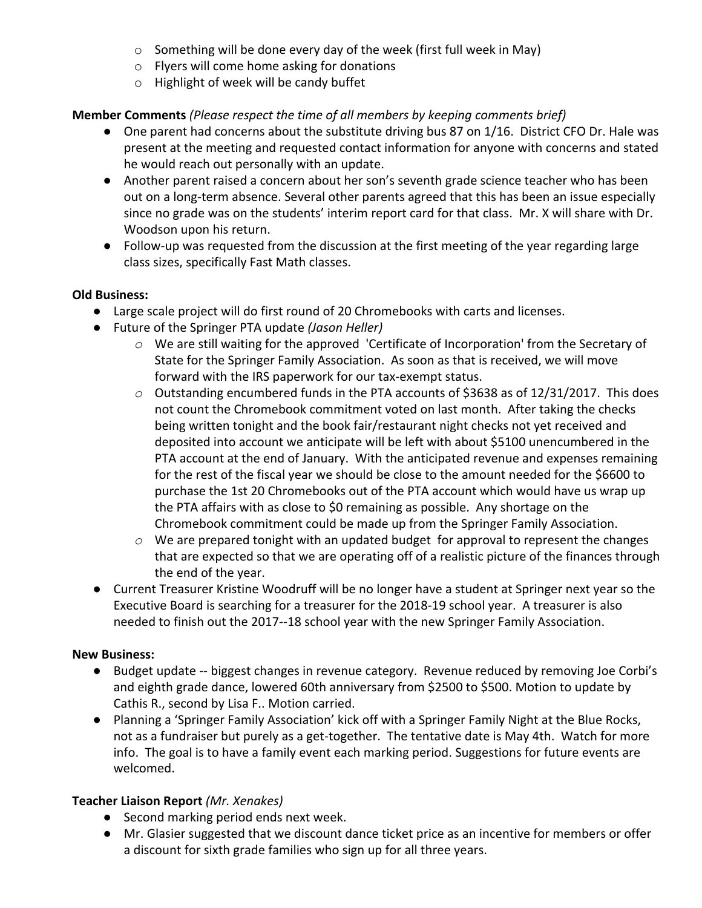- Something will be done every day of the week (first full week in May)
  - Flyers will come home asking for donations
  - Highlight of week will be candy buffet

**Member Comments** *(Please respect the time of all members by keeping comments brief)*

- One parent had concerns about the substitute driving bus 87 on 1/16. District CFO Dr. Hale was present at the meeting and requested contact information for anyone with concerns and stated he would reach out personally with an update.
- Another parent raised a concern about her son's seventh grade science teacher who has been out on a long-term absence. Several other parents agreed that this has been an issue especially since no grade was on the students' interim report card for that class. Mr. X will share with Dr. Woodson upon his return.
- Follow-up was requested from the discussion at the first meeting of the year regarding large class sizes, specifically Fast Math classes.

**Old Business:**

- Large scale project will do first round of 20 Chromebooks with carts and licenses.
- Future of the Springer PTA update *(Jason Heller)*
  - We are still waiting for the approved 'Certificate of Incorporation' from the Secretary of State for the Springer Family Association. As soon as that is received, we will move forward with the IRS paperwork for our tax-exempt status.
  - Outstanding encumbered funds in the PTA accounts of $3638 as of 12/31/2017. This does not count the Chromebook commitment voted on last month. After taking the checks being written tonight and the book fair/restaurant night checks not yet received and deposited into account we anticipate will be left with about $5100 unencumbered in the PTA account at the end of January. With the anticipated revenue and expenses remaining for the rest of the fiscal year we should be close to the amount needed for the $6600 to purchase the 1st 20 Chromebooks out of the PTA account which would have us wrap up the PTA affairs with as close to $0 remaining as possible. Any shortage on the Chromebook commitment could be made up from the Springer Family Association.
  - We are prepared tonight with an updated budget for approval to represent the changes that are expected so that we are operating off of a realistic picture of the finances through the end of the year.
- Current Treasurer Kristine Woodruff will be no longer have a student at Springer next year so the Executive Board is searching for a treasurer for the 2018-19 school year. A treasurer is also needed to finish out the 2017--18 school year with the new Springer Family Association.

**New Business:**

- Budget update -- biggest changes in revenue category. Revenue reduced by removing Joe Corbi's and eighth grade dance, lowered 60th anniversary from $2500 to $500. Motion to update by Cathis R., second by Lisa F.. Motion carried.
- Planning a 'Springer Family Association' kick off with a Springer Family Night at the Blue Rocks, not as a fundraiser but purely as a get-together. The tentative date is May 4th. Watch for more info. The goal is to have a family event each marking period. Suggestions for future events are welcomed.

**Teacher Liaison Report** *(Mr. Xenakes)*

- Second marking period ends next week.
- Mr. Glasier suggested that we discount dance ticket price as an incentive for members or offer a discount for sixth grade families who sign up for all three years.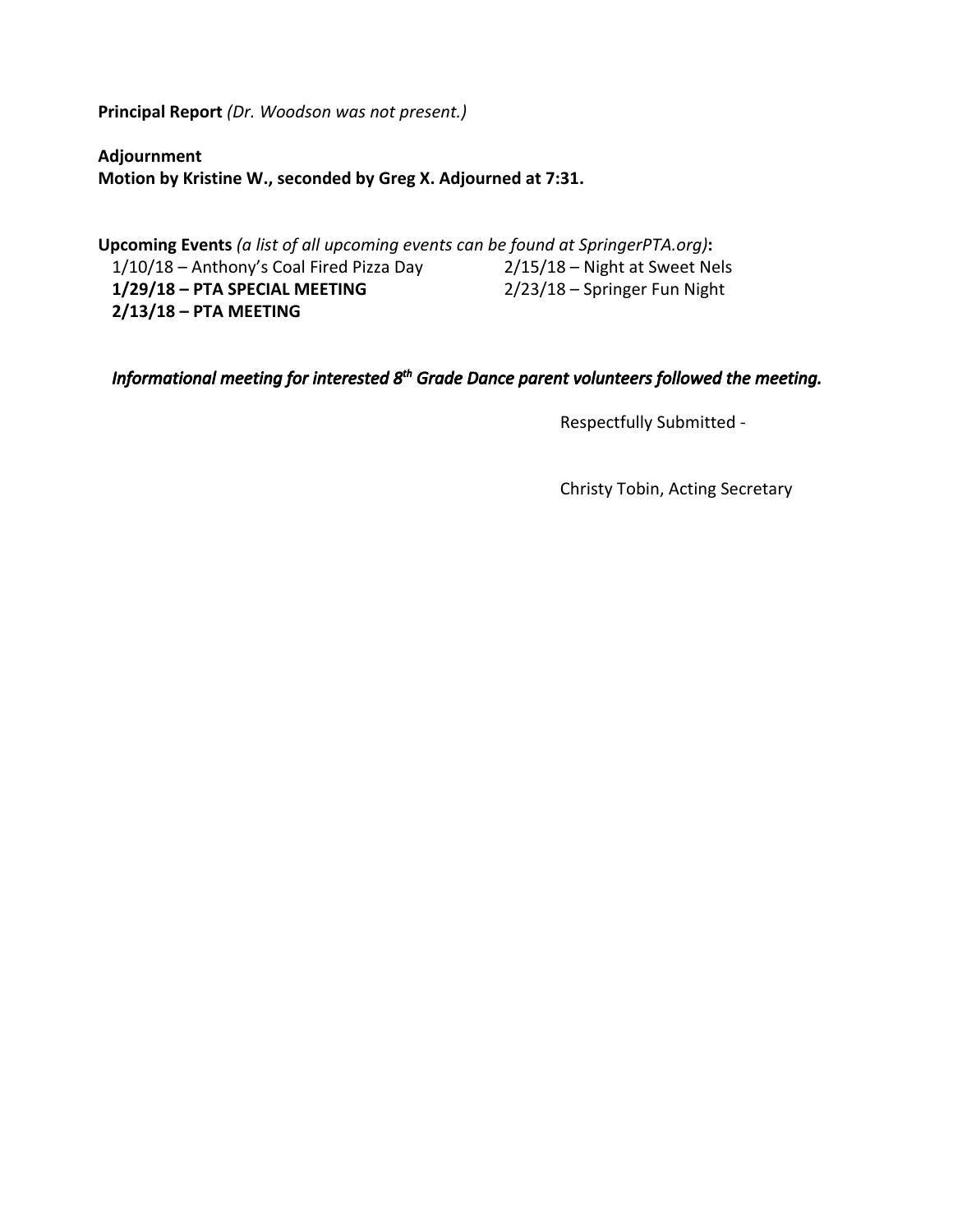**Principal Report** *(Dr. Woodson was not present.)*

**Adjournment**
**Motion by Kristine W., seconded by Greg X. Adjourned at 7:31.**

**Upcoming Events** *(a list of all upcoming events can be found at SpringerPTA.org)***:**

1/10/18 – Anthony's Coal Fired Pizza Day
**1/29/18 – PTA SPECIAL MEETING**
**2/13/18 – PTA MEETING**
2/15/18 – Night at Sweet Nels
2/23/18 – Springer Fun Night

***Informational meeting for interested 8th Grade Dance parent volunteers followed the meeting.***

Respectfully Submitted -

Christy Tobin, Acting Secretary